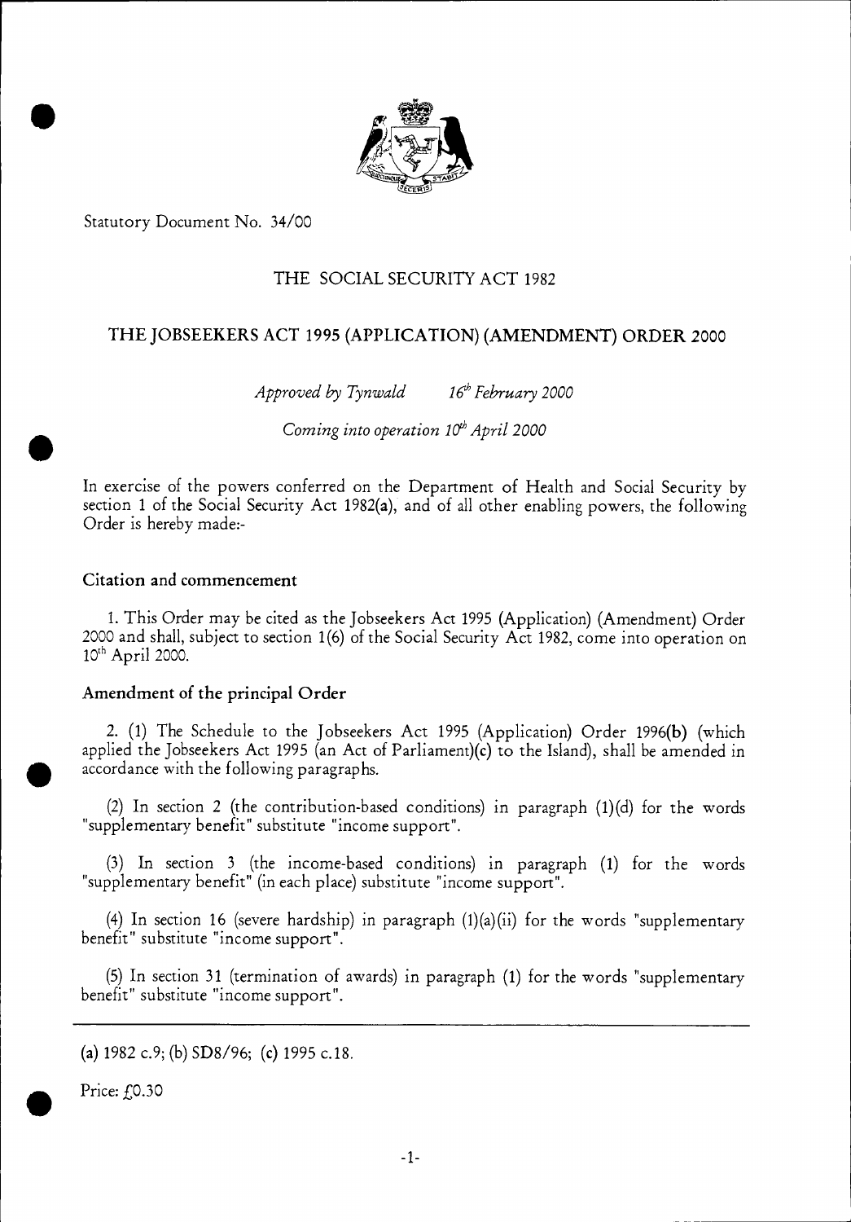Statutory Document No. 34/00

# THE SOCIAL SECURITY ACT 1982

# THE JOBSEEKERS ACT 1995 (APPLICATION) (AMENDMENT) ORDER 2000

*Approved by Tynwald 16th February 2000*

*Coming into operation 10th April 2000*

In exercise of the powers conferred on the Department of Health and Social Security by section 1 of the Social Security Act 1982(a), and of all other enabling powers, the following Order is hereby made:-

## Citation and commencement

1. This Order may be cited as the Jobseekers Act 1995 (Application) (Amendment) Order 2000 and shall, subject to section 1(6) of the Social Security Act 1982, come into operation on 10th April 2000.

## Amendment of the principal Order

2. (1) The Schedule to the Jobseekers Act 1995 (Application) Order 1996(b) (which applied the Jobseekers Act 1995 (an Act of Parliament)(c) to the Island), shall be amended in accordance with the following paragraphs.

(2) In section 2 (the contribution-based conditions) in paragraph (1)(d) for the words "supplementary benefit" substitute "income support".

(3) In section 3 (the income-based conditions) in paragraph (1) for the words "supplementary benefit" (in each place) substitute "income support".

(4) In section 16 (severe hardship) in paragraph (1)(a)(ii) for the words "supplementary benefit" substitute "income support".

(5) In section 31 (termination of awards) in paragraph (1) for the words "supplementary benefit" substitute "income support".

---

(a) 1982 c.9; (b) SD8/96; (c) 1995 c.18.

Price: £0.30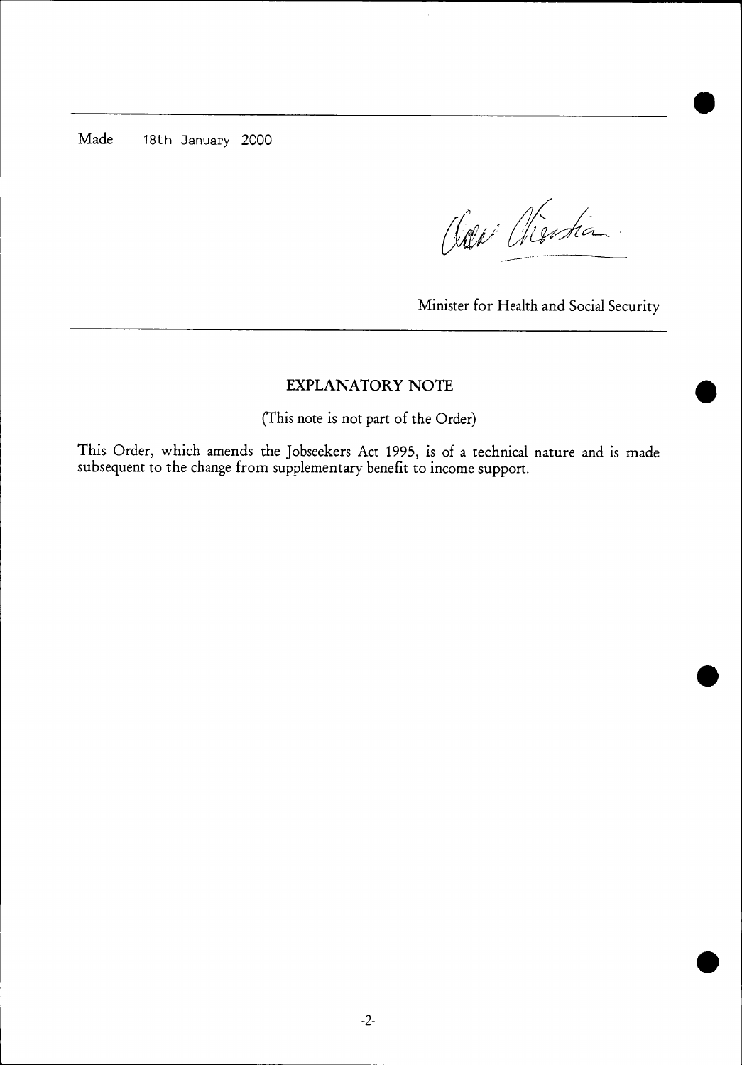Made 18th January 2000

Minister for Health and Social Security

## EXPLANATORY NOTE

(This note is not part of the Order)

This Order, which amends the Jobseekers Act 1995, is of a technical nature and is made subsequent to the change from supplementary benefit to income support.